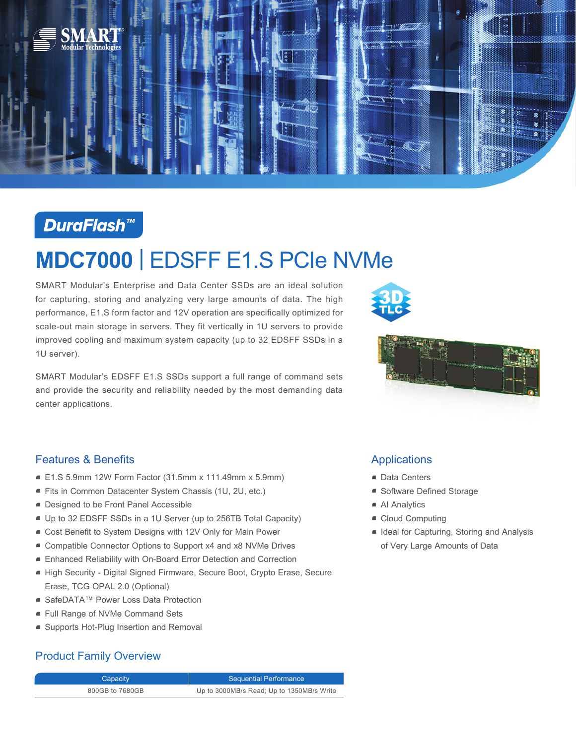DuraFlash™

# MDC7000 | EDSFF E1.S PCIe NVMe

SMART Modular's Enterprise and Data Center SSDs are an ideal solution for capturing, storing and analyzing very large amounts of data. The high performance, E1.S form factor and 12V operation are specifically optimized for scale-out main storage in servers. They fit vertically in 1U servers to provide improved cooling and maximum system capacity (up to 32 EDSFF SSDs in a 1U server).

SMART Modular's EDSFF E1.S SSDs support a full range of command sets and provide the security and reliability needed by the most demanding data center applications.

## Features & Benefits

- E1.S 5.9mm 12W Form Factor (31.5mm x 111.49mm x 5.9mm)
- Fits in Common Datacenter System Chassis (1U, 2U, etc.)
- Designed to be Front Panel Accessible
- Up to 32 EDSFF SSDs in a 1U Server (up to 256TB Total Capacity)
- Cost Benefit to System Designs with 12V Only for Main Power
- Compatible Connector Options to Support x4 and x8 NVMe Drives
- Enhanced Reliability with On-Board Error Detection and Correction
- High Security - Digital Signed Firmware, Secure Boot, Crypto Erase, Secure Erase, TCG OPAL 2.0 (Optional)
- SafeDATA™ Power Loss Data Protection
- Full Range of NVMe Command Sets
- Supports Hot-Plug Insertion and Removal

## Applications

- Data Centers
- Software Defined Storage
- AI Analytics
- Cloud Computing
- Ideal for Capturing, Storing and Analysis of Very Large Amounts of Data

## Product Family Overview

| Capacity | Sequential Performance |
| --- | --- |
| 800GB to 7680GB | Up to 3000MB/s Read; Up to 1350MB/s Write |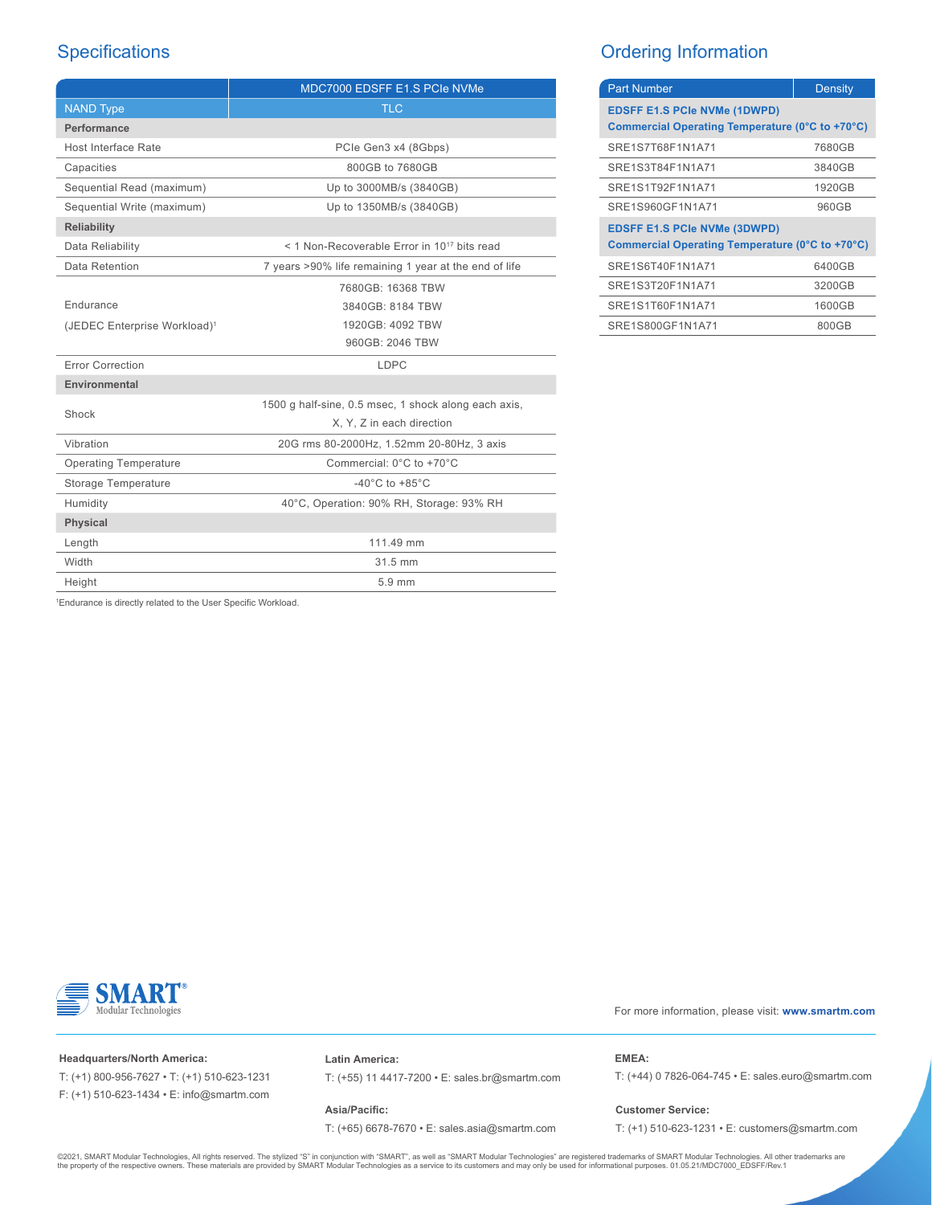## Specifications

| | MDC7000 EDSFF E1.S PCIe NVMe |
|---|---|
| NAND Type | TLC |
| **Performance** | |
| Host Interface Rate | PCIe Gen3 x4 (8Gbps) |
| Capacities | 800GB to 7680GB |
| Sequential Read (maximum) | Up to 3000MB/s (3840GB) |
| Sequential Write (maximum) | Up to 1350MB/s (3840GB) |
| **Reliability** | |
| Data Reliability | < 1 Non-Recoverable Error in $10^{17}$ bits read |
| Data Retention | 7 years >90% life remaining 1 year at the end of life |
| Endurance (JEDEC Enterprise Workload)[1] | 7680GB: 16368 TBW<br>3840GB: 8184 TBW<br>1920GB: 4092 TBW<br>960GB: 2046 TBW |
| Error Correction | LDPC |
| **Environmental** | |
| Shock | 1500 g half-sine, 0.5 msec, 1 shock along each axis, X, Y, Z in each direction |
| Vibration | 20G rms 80-2000Hz, 1.52mm 20-80Hz, 3 axis |
| Operating Temperature | Commercial: 0°C to +70°C |
| Storage Temperature | -40°C to +85°C |
| Humidity | 40°C, Operation: 90% RH, Storage: 93% RH |
| **Physical** | |
| Length | 111.49 mm |
| Width | 31.5 mm |
| Height | 5.9 mm |

[1]Endurance is directly related to the User Specific Workload.

## Ordering Information

| Part Number | Density |
|---|---|
| **EDSFF E1.S PCIe NVMe (1DWPD)<br>Commercial Operating Temperature (0°C to +70°C)** | |
| SRE1S7T68F1N1A71 | 7680GB |
| SRE1S3T84F1N1A71 | 3840GB |
| SRE1S1T92F1N1A71 | 1920GB |
| SRE1S960GF1N1A71 | 960GB |
| **EDSFF E1.S PCIe NVMe (3DWPD)<br>Commercial Operating Temperature (0°C to +70°C)** | |
| SRE1S6T40F1N1A71 | 6400GB |
| SRE1S3T20F1N1A71 | 3200GB |
| SRE1S1T60F1N1A71 | 1600GB |
| SRE1S800GF1N1A71 | 800GB |

SMART Modular Technologies

For more information, please visit: **www.smartm.com**

**Headquarters/North America:**
T: (+1) 800-956-7627 • T: (+1) 510-623-1231
F: (+1) 510-623-1434 • E: info@smartm.com

**Latin America:**
T: (+55) 11 4417-7200 • E: sales.br@smartm.com

**Asia/Pacific:**
T: (+65) 6678-7670 • E: sales.asia@smartm.com

**EMEA:**
T: (+44) 0 7826-064-745 • E: sales.euro@smartm.com

**Customer Service:**
T: (+1) 510-623-1231 • E: customers@smartm.com

©2021, SMART Modular Technologies, All rights reserved. The stylized "S" in conjunction with "SMART", as well as "SMART Modular Technologies" are registered trademarks of SMART Modular Technologies. All other trademarks are the property of the respective owners. These materials are provided by SMART Modular Technologies as a service to its customers and may only be used for informational purposes. 01.05.21/MDC7000_EDSFF/Rev.1